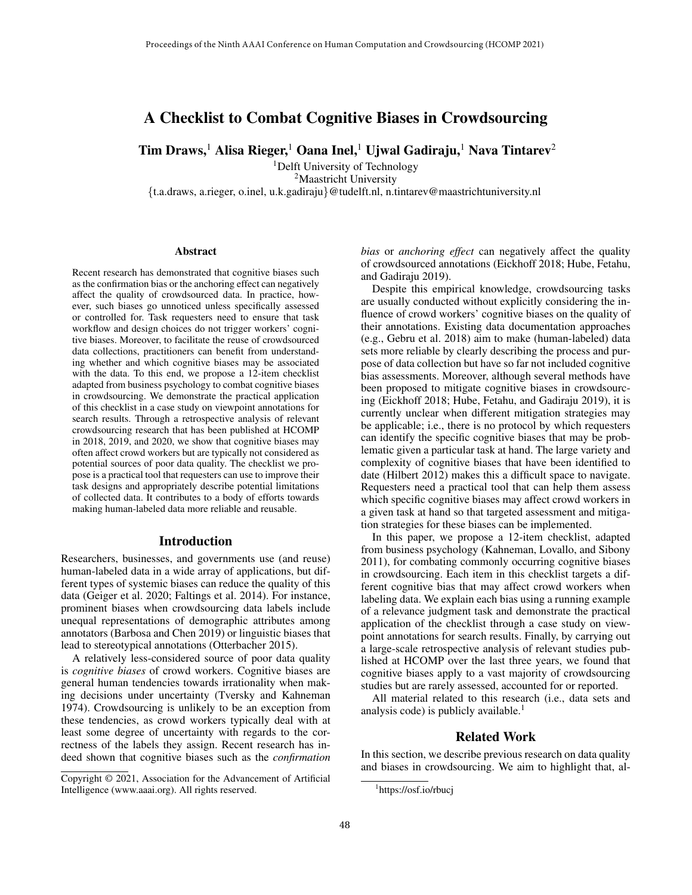# A Checklist to Combat Cognitive Biases in Crowdsourcing

**Tim Draws,[1] Alisa Rieger,[1] Oana Inel,[1] Ujwal Gadiraju,[1] Nava Tintarev[2]**

[1]Delft University of Technology
[2]Maastricht University
{t.a.draws, a.rieger, o.inel, u.k.gadiraju}@tudelft.nl, n.tintarev@maastrichtuniversity.nl

## Abstract

Recent research has demonstrated that cognitive biases such as the confirmation bias or the anchoring effect can negatively affect the quality of crowdsourced data. In practice, however, such biases go unnoticed unless specifically assessed or controlled for. Task requesters need to ensure that task workflow and design choices do not trigger workers' cognitive biases. Moreover, to facilitate the reuse of crowdsourced data collections, practitioners can benefit from understanding whether and which cognitive biases may be associated with the data. To this end, we propose a 12-item checklist adapted from business psychology to combat cognitive biases in crowdsourcing. We demonstrate the practical application of this checklist in a case study on viewpoint annotations for search results. Through a retrospective analysis of relevant crowdsourcing research that has been published at HCOMP in 2018, 2019, and 2020, we show that cognitive biases may often affect crowd workers but are typically not considered as potential sources of poor data quality. The checklist we propose is a practical tool that requesters can use to improve their task designs and appropriately describe potential limitations of collected data. It contributes to a body of efforts towards making human-labeled data more reliable and reusable.

## Introduction

Researchers, businesses, and governments use (and reuse) human-labeled data in a wide array of applications, but different types of systemic biases can reduce the quality of this data (Geiger et al. 2020; Faltings et al. 2014). For instance, prominent biases when crowdsourcing data labels include unequal representations of demographic attributes among annotators (Barbosa and Chen 2019) or linguistic biases that lead to stereotypical annotations (Otterbacher 2015).

A relatively less-considered source of poor data quality is *cognitive biases* of crowd workers. Cognitive biases are general human tendencies towards irrationality when making decisions under uncertainty (Tversky and Kahneman 1974). Crowdsourcing is unlikely to be an exception from these tendencies, as crowd workers typically deal with at least some degree of uncertainty with regards to the correctness of the labels they assign. Recent research has indeed shown that cognitive biases such as the *confirmation bias* or *anchoring effect* can negatively affect the quality of crowdsourced annotations (Eickhoff 2018; Hube, Fetahu, and Gadiraju 2019).

Despite this empirical knowledge, crowdsourcing tasks are usually conducted without explicitly considering the influence of crowd workers' cognitive biases on the quality of their annotations. Existing data documentation approaches (e.g., Gebru et al. 2018) aim to make (human-labeled) data sets more reliable by clearly describing the process and purpose of data collection but have so far not included cognitive bias assessments. Moreover, although several methods have been proposed to mitigate cognitive biases in crowdsourcing (Eickhoff 2018; Hube, Fetahu, and Gadiraju 2019), it is currently unclear when different mitigation strategies may be applicable; i.e., there is no protocol by which requesters can identify the specific cognitive biases that may be problematic given a particular task at hand. The large variety and complexity of cognitive biases that have been identified to date (Hilbert 2012) makes this a difficult space to navigate. Requesters need a practical tool that can help them assess which specific cognitive biases may affect crowd workers in a given task at hand so that targeted assessment and mitigation strategies for these biases can be implemented.

In this paper, we propose a 12-item checklist, adapted from business psychology (Kahneman, Lovallo, and Sibony 2011), for combating commonly occurring cognitive biases in crowdsourcing. Each item in this checklist targets a different cognitive bias that may affect crowd workers when labeling data. We explain each bias using a running example of a relevance judgment task and demonstrate the practical application of the checklist through a case study on viewpoint annotations for search results. Finally, by carrying out a large-scale retrospective analysis of relevant studies published at HCOMP over the last three years, we found that cognitive biases apply to a vast majority of crowdsourcing studies but are rarely assessed, accounted for or reported.

All material related to this research (i.e., data sets and analysis code) is publicly available.[1]

## Related Work

In this section, we describe previous research on data quality and biases in crowdsourcing. We aim to highlight that, al-

Copyright © 2021, Association for the Advancement of Artificial Intelligence (www.aaai.org). All rights reserved.

[1]https://osf.io/rbucj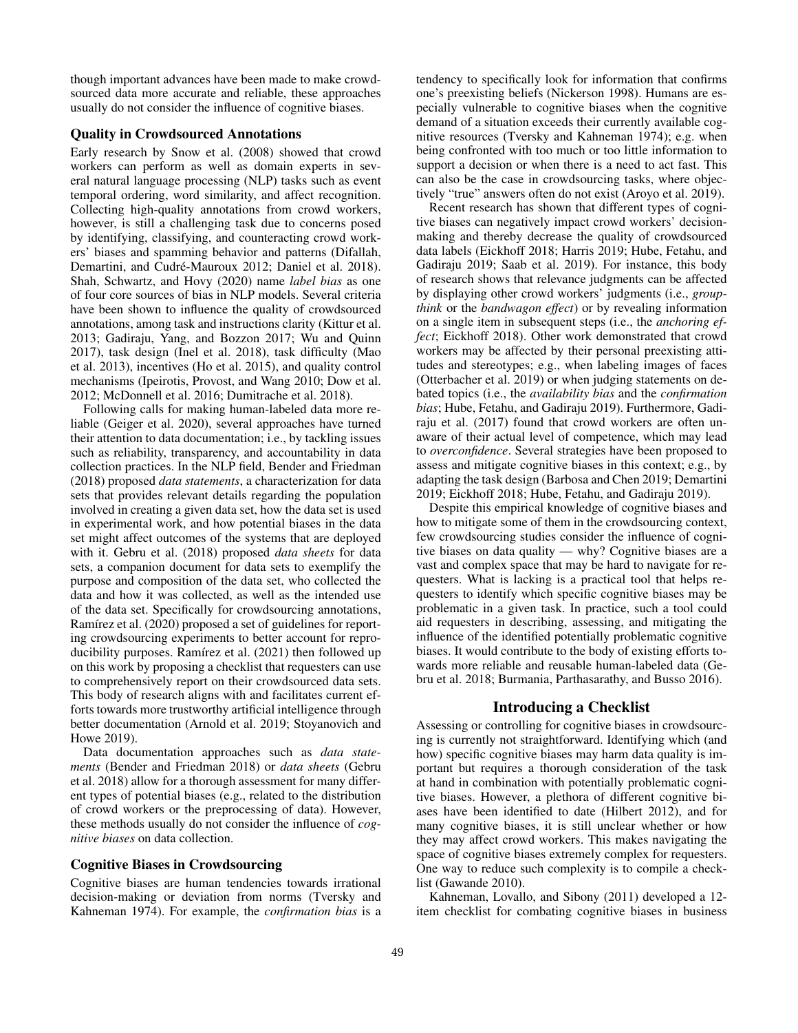though important advances have been made to make crowdsourced data more accurate and reliable, these approaches usually do not consider the influence of cognitive biases.

### Quality in Crowdsourced Annotations

Early research by Snow et al. (2008) showed that crowd workers can perform as well as domain experts in several natural language processing (NLP) tasks such as event temporal ordering, word similarity, and affect recognition. Collecting high-quality annotations from crowd workers, however, is still a challenging task due to concerns posed by identifying, classifying, and counteracting crowd workers' biases and spamming behavior and patterns (Difallah, Demartini, and Cudré-Mauroux 2012; Daniel et al. 2018). Shah, Schwartz, and Hovy (2020) name *label bias* as one of four core sources of bias in NLP models. Several criteria have been shown to influence the quality of crowdsourced annotations, among task and instructions clarity (Kittur et al. 2013; Gadiraju, Yang, and Bozzon 2017; Wu and Quinn 2017), task design (Inel et al. 2018), task difficulty (Mao et al. 2013), incentives (Ho et al. 2015), and quality control mechanisms (Ipeirotis, Provost, and Wang 2010; Dow et al. 2012; McDonnell et al. 2016; Dumitrache et al. 2018).

Following calls for making human-labeled data more reliable (Geiger et al. 2020), several approaches have turned their attention to data documentation; i.e., by tackling issues such as reliability, transparency, and accountability in data collection practices. In the NLP field, Bender and Friedman (2018) proposed *data statements*, a characterization for data sets that provides relevant details regarding the population involved in creating a given data set, how the data set is used in experimental work, and how potential biases in the data set might affect outcomes of the systems that are deployed with it. Gebru et al. (2018) proposed *data sheets* for data sets, a companion document for data sets to exemplify the purpose and composition of the data set, who collected the data and how it was collected, as well as the intended use of the data set. Specifically for crowdsourcing annotations, Ramírez et al. (2020) proposed a set of guidelines for reporting crowdsourcing experiments to better account for reproducibility purposes. Ramírez et al. (2021) then followed up on this work by proposing a checklist that requesters can use to comprehensively report on their crowdsourced data sets. This body of research aligns with and facilitates current efforts towards more trustworthy artificial intelligence through better documentation (Arnold et al. 2019; Stoyanovich and Howe 2019).

Data documentation approaches such as *data statements* (Bender and Friedman 2018) or *data sheets* (Gebru et al. 2018) allow for a thorough assessment for many different types of potential biases (e.g., related to the distribution of crowd workers or the preprocessing of data). However, these methods usually do not consider the influence of *cognitive biases* on data collection.

### Cognitive Biases in Crowdsourcing

Cognitive biases are human tendencies towards irrational decision-making or deviation from norms (Tversky and Kahneman 1974). For example, the *confirmation bias* is a tendency to specifically look for information that confirms one's preexisting beliefs (Nickerson 1998). Humans are especially vulnerable to cognitive biases when the cognitive demand of a situation exceeds their currently available cognitive resources (Tversky and Kahneman 1974); e.g. when being confronted with too much or too little information to support a decision or when there is a need to act fast. This can also be the case in crowdsourcing tasks, where objectively "true" answers often do not exist (Aroyo et al. 2019).

Recent research has shown that different types of cognitive biases can negatively impact crowd workers' decision-making and thereby decrease the quality of crowdsourced data labels (Eickhoff 2018; Harris 2019; Hube, Fetahu, and Gadiraju 2019; Saab et al. 2019). For instance, this body of research shows that relevance judgments can be affected by displaying other crowd workers' judgments (i.e., *groupthink* or the *bandwagon effect*) or by revealing information on a single item in subsequent steps (i.e., the *anchoring effect*; Eickhoff 2018). Other work demonstrated that crowd workers may be affected by their personal preexisting attitudes and stereotypes; e.g., when labeling images of faces (Otterbacher et al. 2019) or when judging statements on debated topics (i.e., the *availability bias* and the *confirmation bias*; Hube, Fetahu, and Gadiraju 2019). Furthermore, Gadiraju et al. (2017) found that crowd workers are often unaware of their actual level of competence, which may lead to *overconfidence*. Several strategies have been proposed to assess and mitigate cognitive biases in this context; e.g., by adapting the task design (Barbosa and Chen 2019; Demartini 2019; Eickhoff 2018; Hube, Fetahu, and Gadiraju 2019).

Despite this empirical knowledge of cognitive biases and how to mitigate some of them in the crowdsourcing context, few crowdsourcing studies consider the influence of cognitive biases on data quality — why? Cognitive biases are a vast and complex space that may be hard to navigate for requesters. What is lacking is a practical tool that helps requesters to identify which specific cognitive biases may be problematic in a given task. In practice, such a tool could aid requesters in describing, assessing, and mitigating the influence of the identified potentially problematic cognitive biases. It would contribute to the body of existing efforts towards more reliable and reusable human-labeled data (Gebru et al. 2018; Burmania, Parthasarathy, and Busso 2016).

## Introducing a Checklist

Assessing or controlling for cognitive biases in crowdsourcing is currently not straightforward. Identifying which (and how) specific cognitive biases may harm data quality is important but requires a thorough consideration of the task at hand in combination with potentially problematic cognitive biases. However, a plethora of different cognitive biases have been identified to date (Hilbert 2012), and for many cognitive biases, it is still unclear whether or how they may affect crowd workers. This makes navigating the space of cognitive biases extremely complex for requesters. One way to reduce such complexity is to compile a checklist (Gawande 2010).

Kahneman, Lovallo, and Sibony (2011) developed a 12-item checklist for combating cognitive biases in business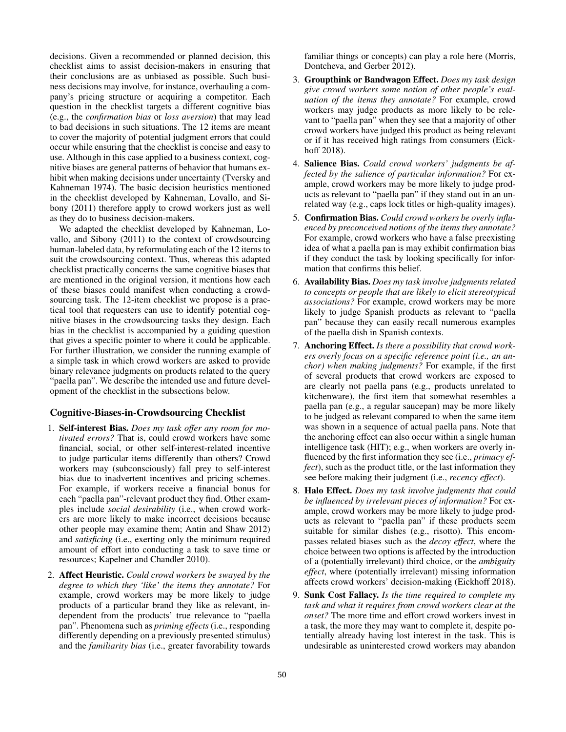decisions. Given a recommended or planned decision, this checklist aims to assist decision-makers in ensuring that their conclusions are as unbiased as possible. Such business decisions may involve, for instance, overhauling a company's pricing structure or acquiring a competitor. Each question in the checklist targets a different cognitive bias (e.g., the *confirmation bias* or *loss aversion*) that may lead to bad decisions in such situations. The 12 items are meant to cover the majority of potential judgment errors that could occur while ensuring that the checklist is concise and easy to use. Although in this case applied to a business context, cognitive biases are general patterns of behavior that humans exhibit when making decisions under uncertainty (Tversky and Kahneman 1974). The basic decision heuristics mentioned in the checklist developed by Kahneman, Lovallo, and Sibony (2011) therefore apply to crowd workers just as well as they do to business decision-makers.

We adapted the checklist developed by Kahneman, Lovallo, and Sibony (2011) to the context of crowdsourcing human-labeled data, by reformulating each of the 12 items to suit the crowdsourcing context. Thus, whereas this adapted checklist practically concerns the same cognitive biases that are mentioned in the original version, it mentions how each of these biases could manifest when conducting a crowdsourcing task. The 12-item checklist we propose is a practical tool that requesters can use to identify potential cognitive biases in the crowdsourcing tasks they design. Each bias in the checklist is accompanied by a guiding question that gives a specific pointer to where it could be applicable. For further illustration, we consider the running example of a simple task in which crowd workers are asked to provide binary relevance judgments on products related to the query "paella pan". We describe the intended use and future development of the checklist in the subsections below.

### Cognitive-Biases-in-Crowdsourcing Checklist

1. **Self-interest Bias.** *Does my task offer any room for motivated errors?* That is, could crowd workers have some financial, social, or other self-interest-related incentive to judge particular items differently than others? Crowd workers may (subconsciously) fall prey to self-interest bias due to inadvertent incentives and pricing schemes. For example, if workers receive a financial bonus for each "paella pan"-relevant product they find. Other examples include *social desirability* (i.e., when crowd workers are more likely to make incorrect decisions because other people may examine them; Antin and Shaw 2012) and *satisficing* (i.e., exerting only the minimum required amount of effort into conducting a task to save time or resources; Kapelner and Chandler 2010).

2. **Affect Heuristic.** *Could crowd workers be swayed by the degree to which they 'like' the items they annotate?* For example, crowd workers may be more likely to judge products of a particular brand they like as relevant, independent from the products' true relevance to "paella pan". Phenomena such as *priming effects* (i.e., responding differently depending on a previously presented stimulus) and the *familiarity bias* (i.e., greater favorability towards familiar things or concepts) can play a role here (Morris, Dontcheva, and Gerber 2012).

3. **Groupthink or Bandwagon Effect.** *Does my task design give crowd workers some notion of other people's evaluation of the items they annotate?* For example, crowd workers may judge products as more likely to be relevant to "paella pan" when they see that a majority of other crowd workers have judged this product as being relevant or if it has received high ratings from consumers (Eickhoff 2018).

4. **Salience Bias.** *Could crowd workers' judgments be affected by the salience of particular information?* For example, crowd workers may be more likely to judge products as relevant to "paella pan" if they stand out in an unrelated way (e.g., caps lock titles or high-quality images).

5. **Confirmation Bias.** *Could crowd workers be overly influenced by preconceived notions of the items they annotate?* For example, crowd workers who have a false preexisting idea of what a paella pan is may exhibit confirmation bias if they conduct the task by looking specifically for information that confirms this belief.

6. **Availability Bias.** *Does my task involve judgments related to concepts or people that are likely to elicit stereotypical associations?* For example, crowd workers may be more likely to judge Spanish products as relevant to "paella pan" because they can easily recall numerous examples of the paella dish in Spanish contexts.

7. **Anchoring Effect.** *Is there a possibility that crowd workers overly focus on a specific reference point (i.e., an anchor) when making judgments?* For example, if the first of several products that crowd workers are exposed to are clearly not paella pans (e.g., products unrelated to kitchenware), the first item that somewhat resembles a paella pan (e.g., a regular saucepan) may be more likely to be judged as relevant compared to when the same item was shown in a sequence of actual paella pans. Note that the anchoring effect can also occur within a single human intelligence task (HIT); e.g., when workers are overly influenced by the first information they see (i.e., *primacy effect*), such as the product title, or the last information they see before making their judgment (i.e., *recency effect*).

8. **Halo Effect.** *Does my task involve judgments that could be influenced by irrelevant pieces of information?* For example, crowd workers may be more likely to judge products as relevant to "paella pan" if these products seem suitable for similar dishes (e.g., risotto). This encompasses related biases such as the *decoy effect*, where the choice between two options is affected by the introduction of a (potentially irrelevant) third choice, or the *ambiguity effect*, where (potentially irrelevant) missing information affects crowd workers' decision-making (Eickhoff 2018).

9. **Sunk Cost Fallacy.** *Is the time required to complete my task and what it requires from crowd workers clear at the onset?* The more time and effort crowd workers invest in a task, the more they may want to complete it, despite potentially already having lost interest in the task. This is undesirable as uninterested crowd workers may abandon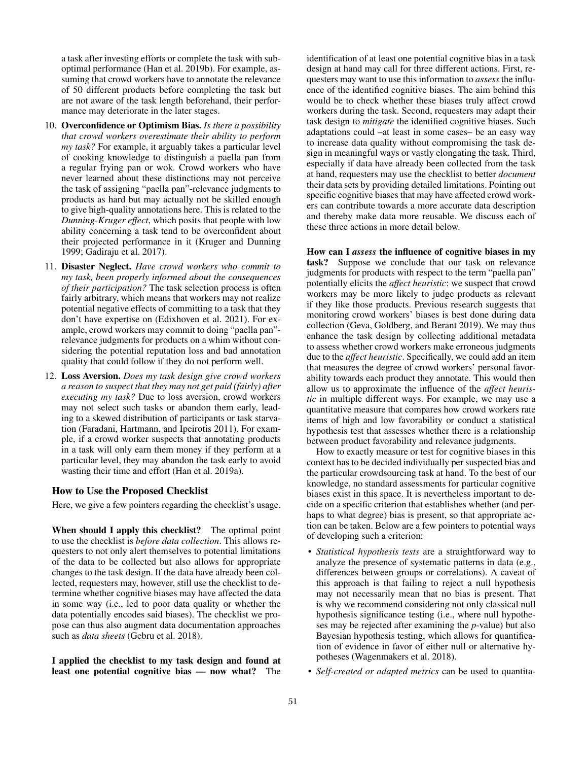a task after investing efforts or complete the task with suboptimal performance (Han et al. 2019b). For example, assuming that crowd workers have to annotate the relevance of 50 different products before completing the task but are not aware of the task length beforehand, their performance may deteriorate in the later stages.

10. **Overconfidence or Optimism Bias.** *Is there a possibility that crowd workers overestimate their ability to perform my task?* For example, it arguably takes a particular level of cooking knowledge to distinguish a paella pan from a regular frying pan or wok. Crowd workers who have never learned about these distinctions may not perceive the task of assigning "paella pan"-relevance judgments to products as hard but may actually not be skilled enough to give high-quality annotations here. This is related to the *Dunning-Kruger effect*, which posits that people with low ability concerning a task tend to be overconfident about their projected performance in it (Kruger and Dunning 1999; Gadiraju et al. 2017).

11. **Disaster Neglect.** *Have crowd workers who commit to my task, been properly informed about the consequences of their participation?* The task selection process is often fairly arbitrary, which means that workers may not realize potential negative effects of committing to a task that they don't have expertise on (Edixhoven et al. 2021). For example, crowd workers may commit to doing "paella pan"-relevance judgments for products on a whim without considering the potential reputation loss and bad annotation quality that could follow if they do not perform well.

12. **Loss Aversion.** *Does my task design give crowd workers a reason to suspect that they may not get paid (fairly) after executing my task?* Due to loss aversion, crowd workers may not select such tasks or abandon them early, leading to a skewed distribution of participants or task starvation (Faradani, Hartmann, and Ipeirotis 2011). For example, if a crowd worker suspects that annotating products in a task will only earn them money if they perform at a particular level, they may abandon the task early to avoid wasting their time and effort (Han et al. 2019a).

## How to Use the Proposed Checklist

Here, we give a few pointers regarding the checklist's usage.

**When should I apply this checklist?** The optimal point to use the checklist is *before data collection*. This allows requesters to not only alert themselves to potential limitations of the data to be collected but also allows for appropriate changes to the task design. If the data have already been collected, requesters may, however, still use the checklist to determine whether cognitive biases may have affected the data in some way (i.e., led to poor data quality or whether the data potentially encodes said biases). The checklist we propose can thus also augment data documentation approaches such as *data sheets* (Gebru et al. 2018).

**I applied the checklist to my task design and found at least one potential cognitive bias — now what?** The identification of at least one potential cognitive bias in a task design at hand may call for three different actions. First, requesters may want to use this information to *assess* the influence of the identified cognitive biases. The aim behind this would be to check whether these biases truly affect crowd workers during the task. Second, requesters may adapt their task design to *mitigate* the identified cognitive biases. Such adaptations could –at least in some cases– be an easy way to increase data quality without compromising the task design in meaningful ways or vastly elongating the task. Third, especially if data have already been collected from the task at hand, requesters may use the checklist to better *document* their data sets by providing detailed limitations. Pointing out specific cognitive biases that may have affected crowd workers can contribute towards a more accurate data description and thereby make data more reusable. We discuss each of these three actions in more detail below.

**How can I *assess* the influence of cognitive biases in my task?** Suppose we conclude that our task on relevance judgments for products with respect to the term "paella pan" potentially elicits the *affect heuristic*: we suspect that crowd workers may be more likely to judge products as relevant if they like those products. Previous research suggests that monitoring crowd workers' biases is best done during data collection (Geva, Goldberg, and Berant 2019). We may thus enhance the task design by collecting additional metadata to assess whether crowd workers make erroneous judgments due to the *affect heuristic*. Specifically, we could add an item that measures the degree of crowd workers' personal favorability towards each product they annotate. This would then allow us to approximate the influence of the *affect heuristic* in multiple different ways. For example, we may use a quantitative measure that compares how crowd workers rate items of high and low favorability or conduct a statistical hypothesis test that assesses whether there is a relationship between product favorability and relevance judgments.

How to exactly measure or test for cognitive biases in this context has to be decided individually per suspected bias and the particular crowdsourcing task at hand. To the best of our knowledge, no standard assessments for particular cognitive biases exist in this space. It is nevertheless important to decide on a specific criterion that establishes whether (and perhaps to what degree) bias is present, so that appropriate action can be taken. Below are a few pointers to potential ways of developing such a criterion:

- *Statistical hypothesis tests* are a straightforward way to analyze the presence of systematic patterns in data (e.g., differences between groups or correlations). A caveat of this approach is that failing to reject a null hypothesis may not necessarily mean that no bias is present. That is why we recommend considering not only classical null hypothesis significance testing (i.e., where null hypotheses may be rejected after examining the *p*-value) but also Bayesian hypothesis testing, which allows for quantification of evidence in favor of either null or alternative hypotheses (Wagenmakers et al. 2018).
- *Self-created or adapted metrics* can be used to quantita-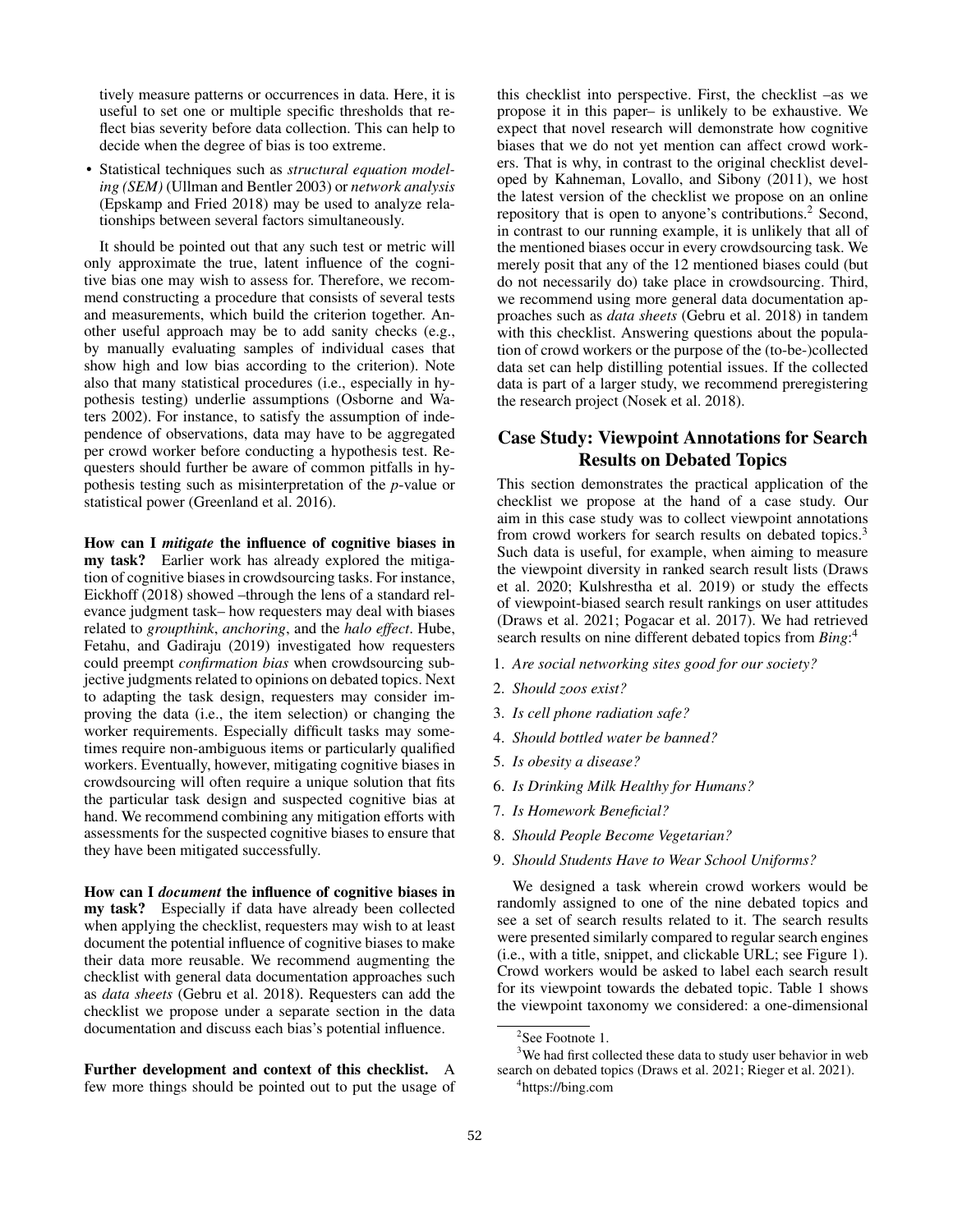tively measure patterns or occurrences in data. Here, it is useful to set one or multiple specific thresholds that reflect bias severity before data collection. This can help to decide when the degree of bias is too extreme.

- Statistical techniques such as *structural equation modeling (SEM)* (Ullman and Bentler 2003) or *network analysis* (Epskamp and Fried 2018) may be used to analyze relationships between several factors simultaneously.

It should be pointed out that any such test or metric will only approximate the true, latent influence of the cognitive bias one may wish to assess for. Therefore, we recommend constructing a procedure that consists of several tests and measurements, which build the criterion together. Another useful approach may be to add sanity checks (e.g., by manually evaluating samples of individual cases that show high and low bias according to the criterion). Note also that many statistical procedures (i.e., especially in hypothesis testing) underlie assumptions (Osborne and Waters 2002). For instance, to satisfy the assumption of independence of observations, data may have to be aggregated per crowd worker before conducting a hypothesis test. Requesters should further be aware of common pitfalls in hypothesis testing such as misinterpretation of the *p*-value or statistical power (Greenland et al. 2016).

**How can I *mitigate* the influence of cognitive biases in my task?** Earlier work has already explored the mitigation of cognitive biases in crowdsourcing tasks. For instance, Eickhoff (2018) showed –through the lens of a standard relevance judgment task– how requesters may deal with biases related to *groupthink*, *anchoring*, and the *halo effect*. Hube, Fetahu, and Gadiraju (2019) investigated how requesters could preempt *confirmation bias* when crowdsourcing subjective judgments related to opinions on debated topics. Next to adapting the task design, requesters may consider improving the data (i.e., the item selection) or changing the worker requirements. Especially difficult tasks may sometimes require non-ambiguous items or particularly qualified workers. Eventually, however, mitigating cognitive biases in crowdsourcing will often require a unique solution that fits the particular task design and suspected cognitive bias at hand. We recommend combining any mitigation efforts with assessments for the suspected cognitive biases to ensure that they have been mitigated successfully.

**How can I *document* the influence of cognitive biases in my task?** Especially if data have already been collected when applying the checklist, requesters may wish to at least document the potential influence of cognitive biases to make their data more reusable. We recommend augmenting the checklist with general data documentation approaches such as *data sheets* (Gebru et al. 2018). Requesters can add the checklist we propose under a separate section in the data documentation and discuss each bias's potential influence.

**Further development and context of this checklist.** A few more things should be pointed out to put the usage of this checklist into perspective. First, the checklist –as we propose it in this paper– is unlikely to be exhaustive. We expect that novel research will demonstrate how cognitive biases that we do not yet mention can affect crowd workers. That is why, in contrast to the original checklist developed by Kahneman, Lovallo, and Sibony (2011), we host the latest version of the checklist we propose on an online repository that is open to anyone's contributions.[2] Second, in contrast to our running example, it is unlikely that all of the mentioned biases occur in every crowdsourcing task. We merely posit that any of the 12 mentioned biases could (but do not necessarily do) take place in crowdsourcing. Third, we recommend using more general data documentation approaches such as *data sheets* (Gebru et al. 2018) in tandem with this checklist. Answering questions about the population of crowd workers or the purpose of the (to-be-)collected data set can help distilling potential issues. If the collected data is part of a larger study, we recommend preregistering the research project (Nosek et al. 2018).

## Case Study: Viewpoint Annotations for Search Results on Debated Topics

This section demonstrates the practical application of the checklist we propose at the hand of a case study. Our aim in this case study was to collect viewpoint annotations from crowd workers for search results on debated topics.[3] Such data is useful, for example, when aiming to measure the viewpoint diversity in ranked search result lists (Draws et al. 2020; Kulshrestha et al. 2019) or study the effects of viewpoint-biased search result rankings on user attitudes (Draws et al. 2021; Pogacar et al. 2017). We had retrieved search results on nine different debated topics from *Bing*:[4]

1. *Are social networking sites good for our society?*
2. *Should zoos exist?*
3. *Is cell phone radiation safe?*
4. *Should bottled water be banned?*
5. *Is obesity a disease?*
6. *Is Drinking Milk Healthy for Humans?*
7. *Is Homework Beneficial?*
8. *Should People Become Vegetarian?*
9. *Should Students Have to Wear School Uniforms?*

We designed a task wherein crowd workers would be randomly assigned to one of the nine debated topics and see a set of search results related to it. The search results were presented similarly compared to regular search engines (i.e., with a title, snippet, and clickable URL; see Figure 1). Crowd workers would be asked to label each search result for its viewpoint towards the debated topic. Table 1 shows the viewpoint taxonomy we considered: a one-dimensional

[2] See Footnote 1.

[3] We had first collected these data to study user behavior in web search on debated topics (Draws et al. 2021; Rieger et al. 2021).

[4] https://bing.com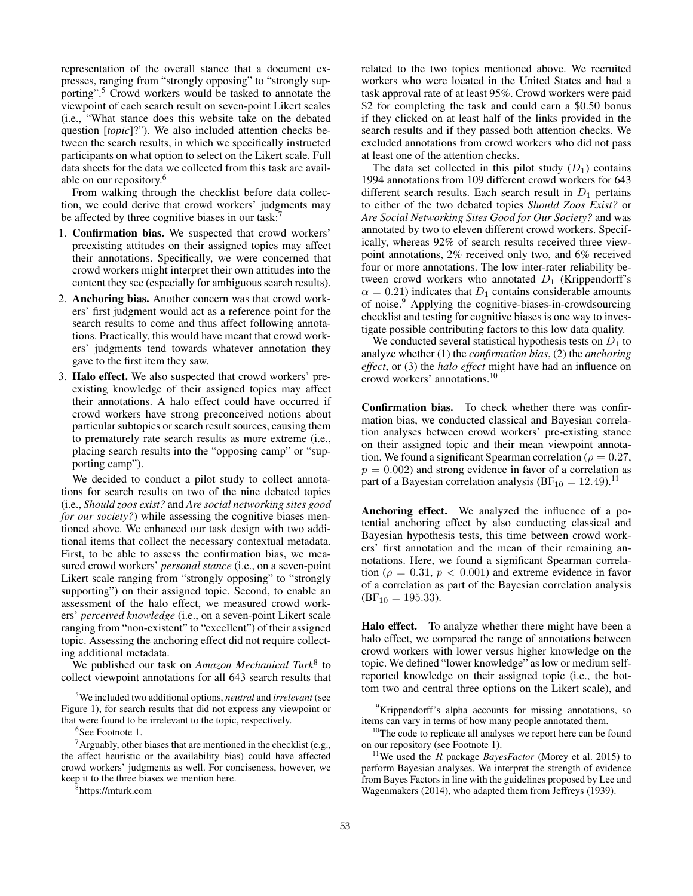representation of the overall stance that a document expresses, ranging from "strongly opposing" to "strongly supporting".[5] Crowd workers would be tasked to annotate the viewpoint of each search result on seven-point Likert scales (i.e., "What stance does this website take on the debated question [*topic*]?"). We also included attention checks between the search results, in which we specifically instructed participants on what option to select on the Likert scale. Full data sheets for the data we collected from this task are available on our repository.[6]

From walking through the checklist before data collection, we could derive that crowd workers' judgments may be affected by three cognitive biases in our task:[7]

1. **Confirmation bias.** We suspected that crowd workers' preexisting attitudes on their assigned topics may affect their annotations. Specifically, we were concerned that crowd workers might interpret their own attitudes into the content they see (especially for ambiguous search results).
2. **Anchoring bias.** Another concern was that crowd workers' first judgment would act as a reference point for the search results to come and thus affect following annotations. Practically, this would have meant that crowd workers' judgments tend towards whatever annotation they gave to the first item they saw.
3. **Halo effect.** We also suspected that crowd workers' preexisting knowledge of their assigned topics may affect their annotations. A halo effect could have occurred if crowd workers have strong preconceived notions about particular subtopics or search result sources, causing them to prematurely rate search results as more extreme (i.e., placing search results into the "opposing camp" or "supporting camp").

We decided to conduct a pilot study to collect annotations for search results on two of the nine debated topics (i.e., *Should zoos exist?* and *Are social networking sites good for our society?*) while assessing the cognitive biases mentioned above. We enhanced our task design with two additional items that collect the necessary contextual metadata. First, to be able to assess the confirmation bias, we measured crowd workers' *personal stance* (i.e., on a seven-point Likert scale ranging from "strongly opposing" to "strongly supporting") on their assigned topic. Second, to enable an assessment of the halo effect, we measured crowd workers' *perceived knowledge* (i.e., on a seven-point Likert scale ranging from "non-existent" to "excellent") of their assigned topic. Assessing the anchoring effect did not require collecting additional metadata.

We published our task on *Amazon Mechanical Turk*[8] to collect viewpoint annotations for all 643 search results that related to the two topics mentioned above. We recruited workers who were located in the United States and had a task approval rate of at least 95%. Crowd workers were paid $2 for completing the task and could earn a $0.50 bonus if they clicked on at least half of the links provided in the search results and if they passed both attention checks. We excluded annotations from crowd workers who did not pass at least one of the attention checks.

The data set collected in this pilot study ($D_1$) contains 1994 annotations from 109 different crowd workers for 643 different search results. Each search result in $D_1$ pertains to either of the two debated topics *Should Zoos Exist?* or *Are Social Networking Sites Good for Our Society?* and was annotated by two to eleven different crowd workers. Specifically, whereas 92% of search results received three viewpoint annotations, 2% received only two, and 6% received four or more annotations. The low inter-rater reliability between crowd workers who annotated $D_1$ (Krippendorff's $\alpha = 0.21$) indicates that $D_1$ contains considerable amounts of noise.[9] Applying the cognitive-biases-in-crowdsourcing checklist and testing for cognitive biases is one way to investigate possible contributing factors to this low data quality.

We conducted several statistical hypothesis tests on $D_1$ to analyze whether (1) the *confirmation bias*, (2) the *anchoring effect*, or (3) the *halo effect* might have had an influence on crowd workers' annotations.[10]

**Confirmation bias.** To check whether there was confirmation bias, we conducted classical and Bayesian correlation analyses between crowd workers' pre-existing stance on their assigned topic and their mean viewpoint annotation. We found a significant Spearman correlation ($\rho = 0.27$, $p = 0.002$) and strong evidence in favor of a correlation as part of a Bayesian correlation analysis ($\mathrm{BF}_{10} = 12.49$).[11]

**Anchoring effect.** We analyzed the influence of a potential anchoring effect by also conducting classical and Bayesian hypothesis tests, this time between crowd workers' first annotation and the mean of their remaining annotations. Here, we found a significant Spearman correlation ($\rho = 0.31$, $p < 0.001$) and extreme evidence in favor of a correlation as part of the Bayesian correlation analysis ($\mathrm{BF}_{10} = 195.33$).

**Halo effect.** To analyze whether there might have been a halo effect, we compared the range of annotations between crowd workers with lower versus higher knowledge on the topic. We defined "lower knowledge" as low or medium self-reported knowledge on their assigned topic (i.e., the bottom two and central three options on the Likert scale), and

---

[5] We included two additional options, *neutral* and *irrelevant* (see Figure 1), for search results that did not express any viewpoint or that were found to be irrelevant to the topic, respectively.

[6] See Footnote 1.

[7] Arguably, other biases that are mentioned in the checklist (e.g., the affect heuristic or the availability bias) could have affected crowd workers' judgments as well. For conciseness, however, we keep it to the three biases we mention here.

[8] https://mturk.com

[9] Krippendorff's alpha accounts for missing annotations, so items can vary in terms of how many people annotated them.

[10] The code to replicate all analyses we report here can be found on our repository (see Footnote 1).

[11] We used the *R* package *BayesFactor* (Morey et al. 2015) to perform Bayesian analyses. We interpret the strength of evidence from Bayes Factors in line with the guidelines proposed by Lee and Wagenmakers (2014), who adapted them from Jeffreys (1939).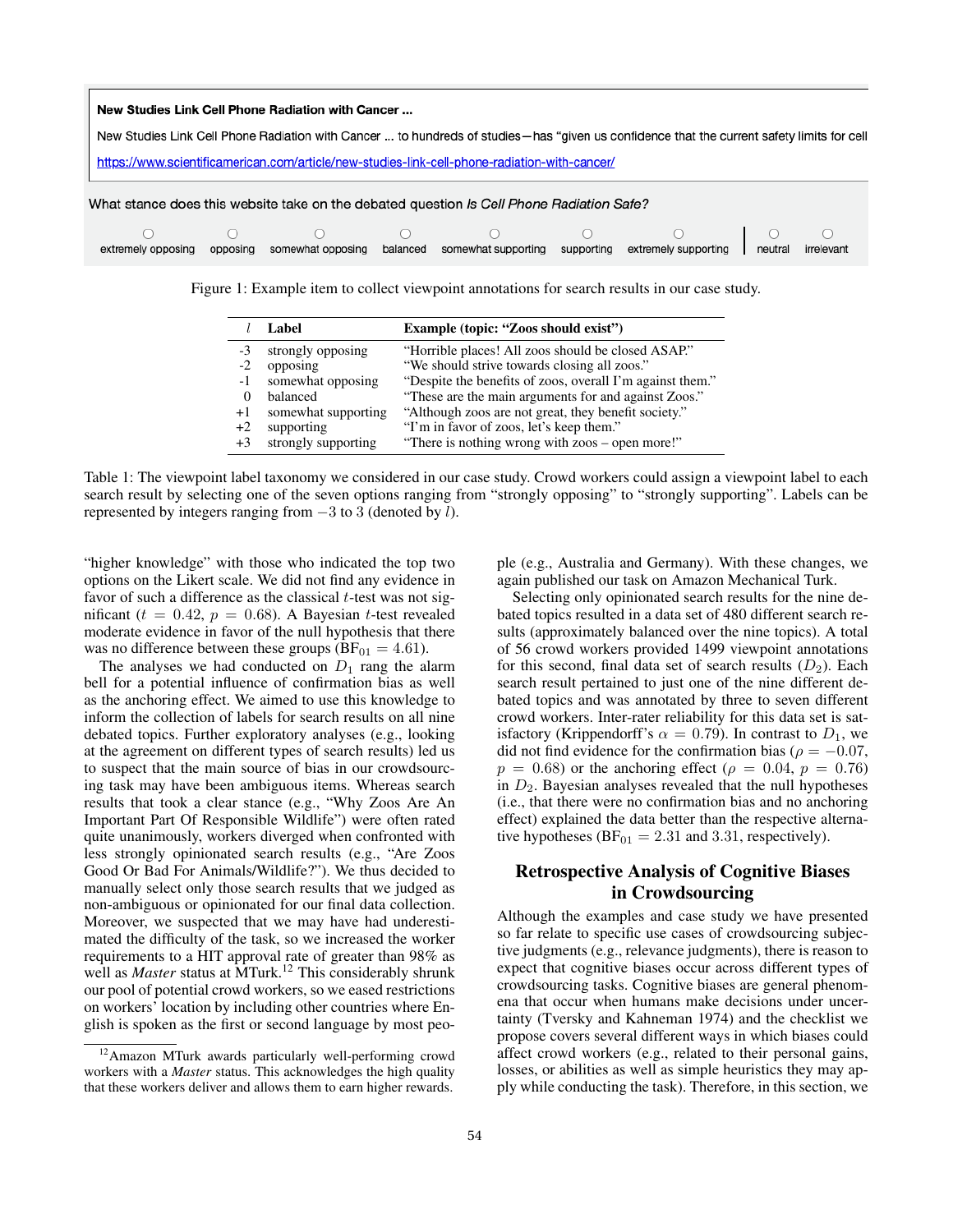**New Studies Link Cell Phone Radiation with Cancer ...**

New Studies Link Cell Phone Radiation with Cancer ... to hundreds of studies—has "given us confidence that the current safety limits for cell

https://www.scientificamerican.com/article/new-studies-link-cell-phone-radiation-with-cancer/

What stance does this website take on the debated question *Is Cell Phone Radiation Safe?*

○ extremely opposing ○ opposing ○ somewhat opposing ○ balanced ○ somewhat supporting ○ supporting ○ extremely supporting | ○ neutral ○ irrelevant

Figure 1: Example item to collect viewpoint annotations for search results in our case study.

| $l$ | Label | Example (topic: "Zoos should exist") |
|---|---|---|
| -3 | strongly opposing | "Horrible places! All zoos should be closed ASAP." |
| -2 | opposing | "We should strive towards closing all zoos." |
| -1 | somewhat opposing | "Despite the benefits of zoos, overall I'm against them." |
| 0 | balanced | "These are the main arguments for and against Zoos." |
| +1 | somewhat supporting | "Although zoos are not great, they benefit society." |
| +2 | supporting | "I'm in favor of zoos, let's keep them." |
| +3 | strongly supporting | "There is nothing wrong with zoos – open more!" |

Table 1: The viewpoint label taxonomy we considered in our case study. Crowd workers could assign a viewpoint label to each search result by selecting one of the seven options ranging from "strongly opposing" to "strongly supporting". Labels can be represented by integers ranging from $-3$ to $3$ (denoted by $l$).

"higher knowledge" with those who indicated the top two options on the Likert scale. We did not find any evidence in favor of such a difference as the classical $t$-test was not significant ($t = 0.42$, $p = 0.68$). A Bayesian $t$-test revealed moderate evidence in favor of the null hypothesis that there was no difference between these groups ($BF_{01} = 4.61$).

The analyses we had conducted on $D_1$ rang the alarm bell for a potential influence of confirmation bias as well as the anchoring effect. We aimed to use this knowledge to inform the collection of labels for search results on all nine debated topics. Further exploratory analyses (e.g., looking at the agreement on different types of search results) led us to suspect that the main source of bias in our crowdsourcing task may have been ambiguous items. Whereas search results that took a clear stance (e.g., "Why Zoos Are An Important Part Of Responsible Wildlife") were often rated quite unanimously, workers diverged when confronted with less strongly opinionated search results (e.g., "Are Zoos Good Or Bad For Animals/Wildlife?"). We thus decided to manually select only those search results that we judged as non-ambiguous or opinionated for our final data collection. Moreover, we suspected that we may have underestimated the difficulty of the task, so we increased the worker requirements to a HIT approval rate of greater than 98% as well as *Master* status at MTurk.[12] This considerably shrunk our pool of potential crowd workers, so we eased restrictions on workers' location by including other countries where English is spoken as the first or second language by most people (e.g., Australia and Germany). With these changes, we again published our task on Amazon Mechanical Turk.

Selecting only opinionated search results for the nine debated topics resulted in a data set of 480 different search results (approximately balanced over the nine topics). A total of 56 crowd workers provided 1499 viewpoint annotations for this second, final data set of search results ($D_2$). Each search result pertained to just one of the nine different debated topics and was annotated by three to seven different crowd workers. Inter-rater reliability for this data set is satisfactory (Krippendorff's $\alpha = 0.79$). In contrast to $D_1$, we did not find evidence for the confirmation bias ($\rho = -0.07$, $p = 0.68$) or the anchoring effect ($\rho = 0.04$, $p = 0.76$) in $D_2$. Bayesian analyses revealed that the null hypotheses (i.e., that there were no confirmation bias and no anchoring effect) explained the data better than the respective alternative hypotheses ($BF_{01} = 2.31$ and $3.31$, respectively).

## Retrospective Analysis of Cognitive Biases in Crowdsourcing

Although the examples and case study we have presented so far relate to specific use cases of crowdsourcing subjective judgments (e.g., relevance judgments), there is reason to expect that cognitive biases occur across different types of crowdsourcing tasks. Cognitive biases are general phenomena that occur when humans make decisions under uncertainty (Tversky and Kahneman 1974) and the checklist we propose covers several different ways in which biases could affect crowd workers (e.g., related to their personal gains, losses, or abilities as well as simple heuristics they may apply while conducting the task). Therefore, in this section, we

[12] Amazon MTurk awards particularly well-performing crowd workers with a *Master* status. This acknowledges the high quality that these workers deliver and allows them to earn higher rewards.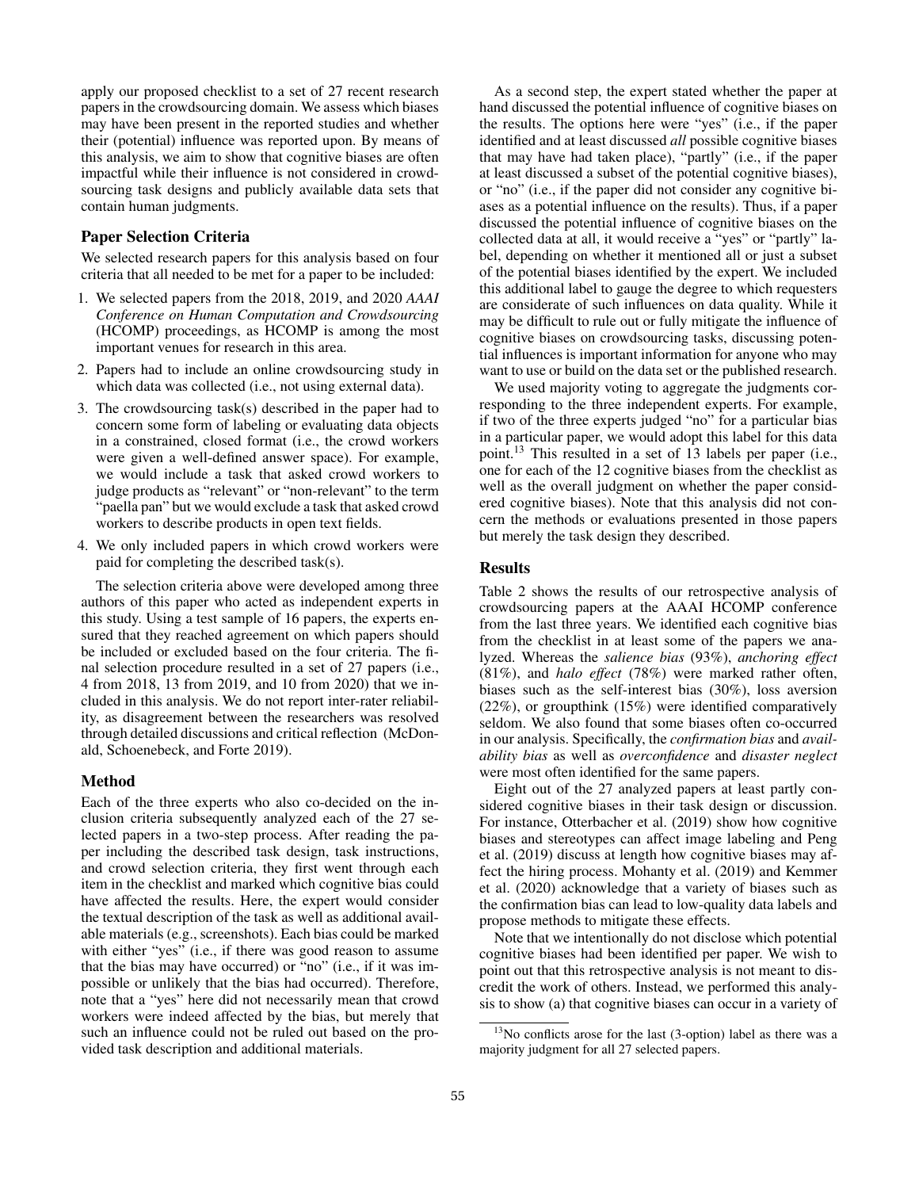apply our proposed checklist to a set of 27 recent research papers in the crowdsourcing domain. We assess which biases may have been present in the reported studies and whether their (potential) influence was reported upon. By means of this analysis, we aim to show that cognitive biases are often impactful while their influence is not considered in crowdsourcing task designs and publicly available data sets that contain human judgments.

### Paper Selection Criteria

We selected research papers for this analysis based on four criteria that all needed to be met for a paper to be included:

1. We selected papers from the 2018, 2019, and 2020 *AAAI Conference on Human Computation and Crowdsourcing* (HCOMP) proceedings, as HCOMP is among the most important venues for research in this area.
2. Papers had to include an online crowdsourcing study in which data was collected (i.e., not using external data).
3. The crowdsourcing task(s) described in the paper had to concern some form of labeling or evaluating data objects in a constrained, closed format (i.e., the crowd workers were given a well-defined answer space). For example, we would include a task that asked crowd workers to judge products as "relevant" or "non-relevant" to the term "paella pan" but we would exclude a task that asked crowd workers to describe products in open text fields.
4. We only included papers in which crowd workers were paid for completing the described task(s).

The selection criteria above were developed among three authors of this paper who acted as independent experts in this study. Using a test sample of 16 papers, the experts ensured that they reached agreement on which papers should be included or excluded based on the four criteria. The final selection procedure resulted in a set of 27 papers (i.e., 4 from 2018, 13 from 2019, and 10 from 2020) that we included in this analysis. We do not report inter-rater reliability, as disagreement between the researchers was resolved through detailed discussions and critical reflection (McDonald, Schoenebeck, and Forte 2019).

### Method

Each of the three experts who also co-decided on the inclusion criteria subsequently analyzed each of the 27 selected papers in a two-step process. After reading the paper including the described task design, task instructions, and crowd selection criteria, they first went through each item in the checklist and marked which cognitive bias could have affected the results. Here, the expert would consider the textual description of the task as well as additional available materials (e.g., screenshots). Each bias could be marked with either "yes" (i.e., if there was good reason to assume that the bias may have occurred) or "no" (i.e., if it was impossible or unlikely that the bias had occurred). Therefore, note that a "yes" here did not necessarily mean that crowd workers were indeed affected by the bias, but merely that such an influence could not be ruled out based on the provided task description and additional materials.

As a second step, the expert stated whether the paper at hand discussed the potential influence of cognitive biases on the results. The options here were "yes" (i.e., if the paper identified and at least discussed *all* possible cognitive biases that may have had taken place), "partly" (i.e., if the paper at least discussed a subset of the potential cognitive biases), or "no" (i.e., if the paper did not consider any cognitive biases as a potential influence on the results). Thus, if a paper discussed the potential influence of cognitive biases on the collected data at all, it would receive a "yes" or "partly" label, depending on whether it mentioned all or just a subset of the potential biases identified by the expert. We included this additional label to gauge the degree to which requesters are considerate of such influences on data quality. While it may be difficult to rule out or fully mitigate the influence of cognitive biases on crowdsourcing tasks, discussing potential influences is important information for anyone who may want to use or build on the data set or the published research.

We used majority voting to aggregate the judgments corresponding to the three independent experts. For example, if two of the three experts judged "no" for a particular bias in a particular paper, we would adopt this label for this data point.[13] This resulted in a set of 13 labels per paper (i.e., one for each of the 12 cognitive biases from the checklist as well as the overall judgment on whether the paper considered cognitive biases). Note that this analysis did not concern the methods or evaluations presented in those papers but merely the task design they described.

### Results

Table 2 shows the results of our retrospective analysis of crowdsourcing papers at the AAAI HCOMP conference from the last three years. We identified each cognitive bias from the checklist in at least some of the papers we analyzed. Whereas the *salience bias* (93%), *anchoring effect* (81%), and *halo effect* (78%) were marked rather often, biases such as the self-interest bias (30%), loss aversion (22%), or groupthink (15%) were identified comparatively seldom. We also found that some biases often co-occurred in our analysis. Specifically, the *confirmation bias* and *availability bias* as well as *overconfidence* and *disaster neglect* were most often identified for the same papers.

Eight out of the 27 analyzed papers at least partly considered cognitive biases in their task design or discussion. For instance, Otterbacher et al. (2019) show how cognitive biases and stereotypes can affect image labeling and Peng et al. (2019) discuss at length how cognitive biases may affect the hiring process. Mohanty et al. (2019) and Kemmer et al. (2020) acknowledge that a variety of biases such as the confirmation bias can lead to low-quality data labels and propose methods to mitigate these effects.

Note that we intentionally do not disclose which potential cognitive biases had been identified per paper. We wish to point out that this retrospective analysis is not meant to discredit the work of others. Instead, we performed this analysis to show (a) that cognitive biases can occur in a variety of

[13] No conflicts arose for the last (3-option) label as there was a majority judgment for all 27 selected papers.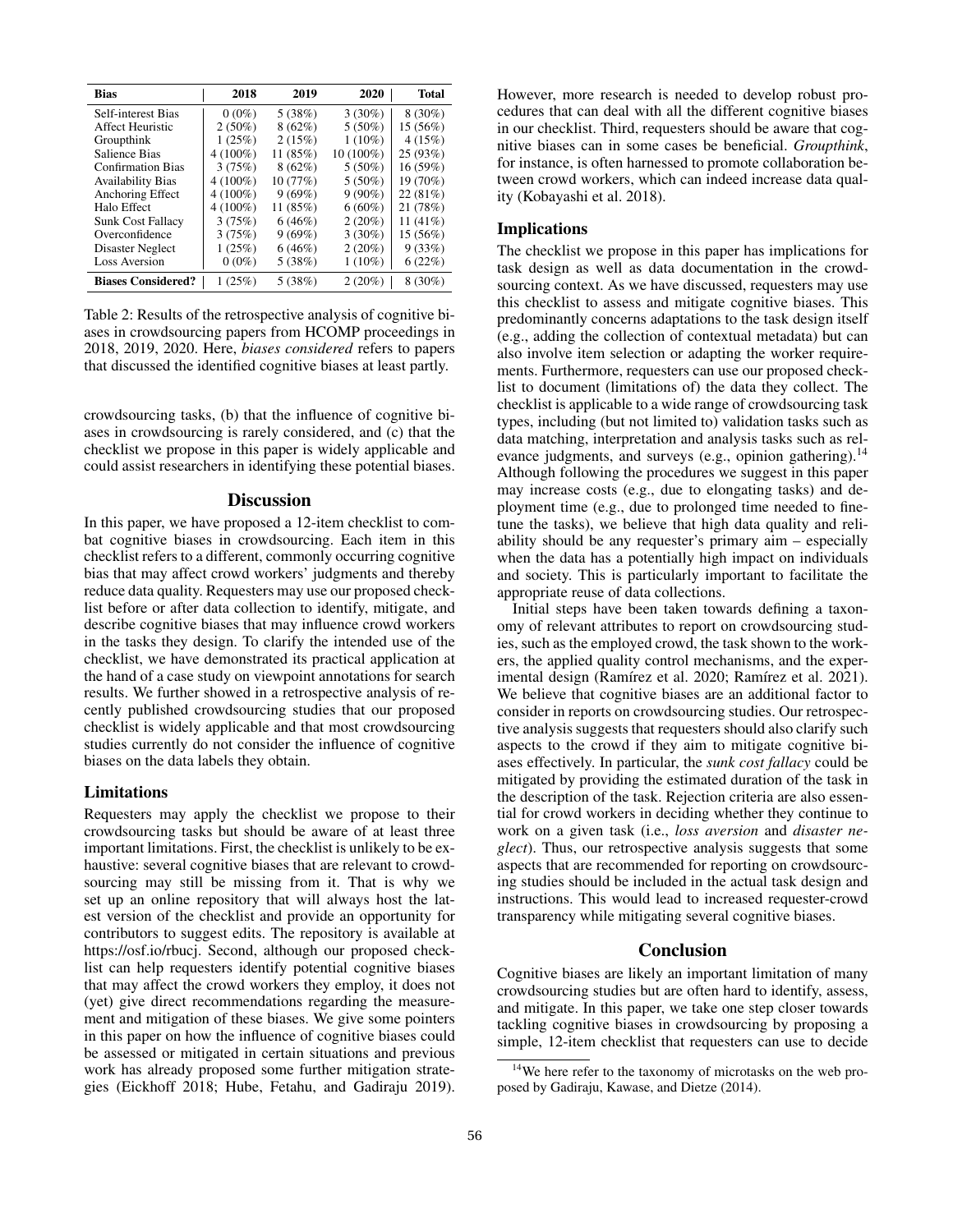| Bias | 2018 | 2019 | 2020 | Total |
|---|---|---|---|---|
| Self-interest Bias | 0 (0%) | 5 (38%) | 3 (30%) | 8 (30%) |
| Affect Heuristic | 2 (50%) | 8 (62%) | 5 (50%) | 15 (56%) |
| Groupthink | 1 (25%) | 2 (15%) | 1 (10%) | 4 (15%) |
| Salience Bias | 4 (100%) | 11 (85%) | 10 (100%) | 25 (93%) |
| Confirmation Bias | 3 (75%) | 8 (62%) | 5 (50%) | 16 (59%) |
| Availability Bias | 4 (100%) | 10 (77%) | 5 (50%) | 19 (70%) |
| Anchoring Effect | 4 (100%) | 9 (69%) | 9 (90%) | 22 (81%) |
| Halo Effect | 4 (100%) | 11 (85%) | 6 (60%) | 21 (78%) |
| Sunk Cost Fallacy | 3 (75%) | 6 (46%) | 2 (20%) | 11 (41%) |
| Overconfidence | 3 (75%) | 9 (69%) | 3 (30%) | 15 (56%) |
| Disaster Neglect | 1 (25%) | 6 (46%) | 2 (20%) | 9 (33%) |
| Loss Aversion | 0 (0%) | 5 (38%) | 1 (10%) | 6 (22%) |
| **Biases Considered?** | 1 (25%) | 5 (38%) | 2 (20%) | 8 (30%) |

Table 2: Results of the retrospective analysis of cognitive biases in crowdsourcing papers from HCOMP proceedings in 2018, 2019, 2020. Here, *biases considered* refers to papers that discussed the identified cognitive biases at least partly.

crowdsourcing tasks, (b) that the influence of cognitive biases in crowdsourcing is rarely considered, and (c) that the checklist we propose in this paper is widely applicable and could assist researchers in identifying these potential biases.

## Discussion

In this paper, we have proposed a 12-item checklist to combat cognitive biases in crowdsourcing. Each item in this checklist refers to a different, commonly occurring cognitive bias that may affect crowd workers' judgments and thereby reduce data quality. Requesters may use our proposed checklist before or after data collection to identify, mitigate, and describe cognitive biases that may influence crowd workers in the tasks they design. To clarify the intended use of the checklist, we have demonstrated its practical application at the hand of a case study on viewpoint annotations for search results. We further showed in a retrospective analysis of recently published crowdsourcing studies that our proposed checklist is widely applicable and that most crowdsourcing studies currently do not consider the influence of cognitive biases on the data labels they obtain.

### Limitations

Requesters may apply the checklist we propose to their crowdsourcing tasks but should be aware of at least three important limitations. First, the checklist is unlikely to be exhaustive: several cognitive biases that are relevant to crowdsourcing may still be missing from it. That is why we set up an online repository that will always host the latest version of the checklist and provide an opportunity for contributors to suggest edits. The repository is available at https://osf.io/rbucj. Second, although our proposed checklist can help requesters identify potential cognitive biases that may affect the crowd workers they employ, it does not (yet) give direct recommendations regarding the measurement and mitigation of these biases. We give some pointers in this paper on how the influence of cognitive biases could be assessed or mitigated in certain situations and previous work has already proposed some further mitigation strategies (Eickhoff 2018; Hube, Fetahu, and Gadiraju 2019). However, more research is needed to develop robust procedures that can deal with all the different cognitive biases in our checklist. Third, requesters should be aware that cognitive biases can in some cases be beneficial. *Groupthink*, for instance, is often harnessed to promote collaboration between crowd workers, which can indeed increase data quality (Kobayashi et al. 2018).

### Implications

The checklist we propose in this paper has implications for task design as well as data documentation in the crowdsourcing context. As we have discussed, requesters may use this checklist to assess and mitigate cognitive biases. This predominantly concerns adaptations to the task design itself (e.g., adding the collection of contextual metadata) but can also involve item selection or adapting the worker requirements. Furthermore, requesters can use our proposed checklist to document (limitations of) the data they collect. The checklist is applicable to a wide range of crowdsourcing task types, including (but not limited to) validation tasks such as data matching, interpretation and analysis tasks such as relevance judgments, and surveys (e.g., opinion gathering).[14] Although following the procedures we suggest in this paper may increase costs (e.g., due to elongating tasks) and deployment time (e.g., due to prolonged time needed to finetune the tasks), we believe that high data quality and reliability should be any requester's primary aim – especially when the data has a potentially high impact on individuals and society. This is particularly important to facilitate the appropriate reuse of data collections.

Initial steps have been taken towards defining a taxonomy of relevant attributes to report on crowdsourcing studies, such as the employed crowd, the task shown to the workers, the applied quality control mechanisms, and the experimental design (Ramírez et al. 2020; Ramírez et al. 2021). We believe that cognitive biases are an additional factor to consider in reports on crowdsourcing studies. Our retrospective analysis suggests that requesters should also clarify such aspects to the crowd if they aim to mitigate cognitive biases effectively. In particular, the *sunk cost fallacy* could be mitigated by providing the estimated duration of the task in the description of the task. Rejection criteria are also essential for crowd workers in deciding whether they continue to work on a given task (i.e., *loss aversion* and *disaster neglect*). Thus, our retrospective analysis suggests that some aspects that are recommended for reporting on crowdsourcing studies should be included in the actual task design and instructions. This would lead to increased requester-crowd transparency while mitigating several cognitive biases.

## Conclusion

Cognitive biases are likely an important limitation of many crowdsourcing studies but are often hard to identify, assess, and mitigate. In this paper, we take one step closer towards tackling cognitive biases in crowdsourcing by proposing a simple, 12-item checklist that requesters can use to decide

[14] We here refer to the taxonomy of microtasks on the web proposed by Gadiraju, Kawase, and Dietze (2014).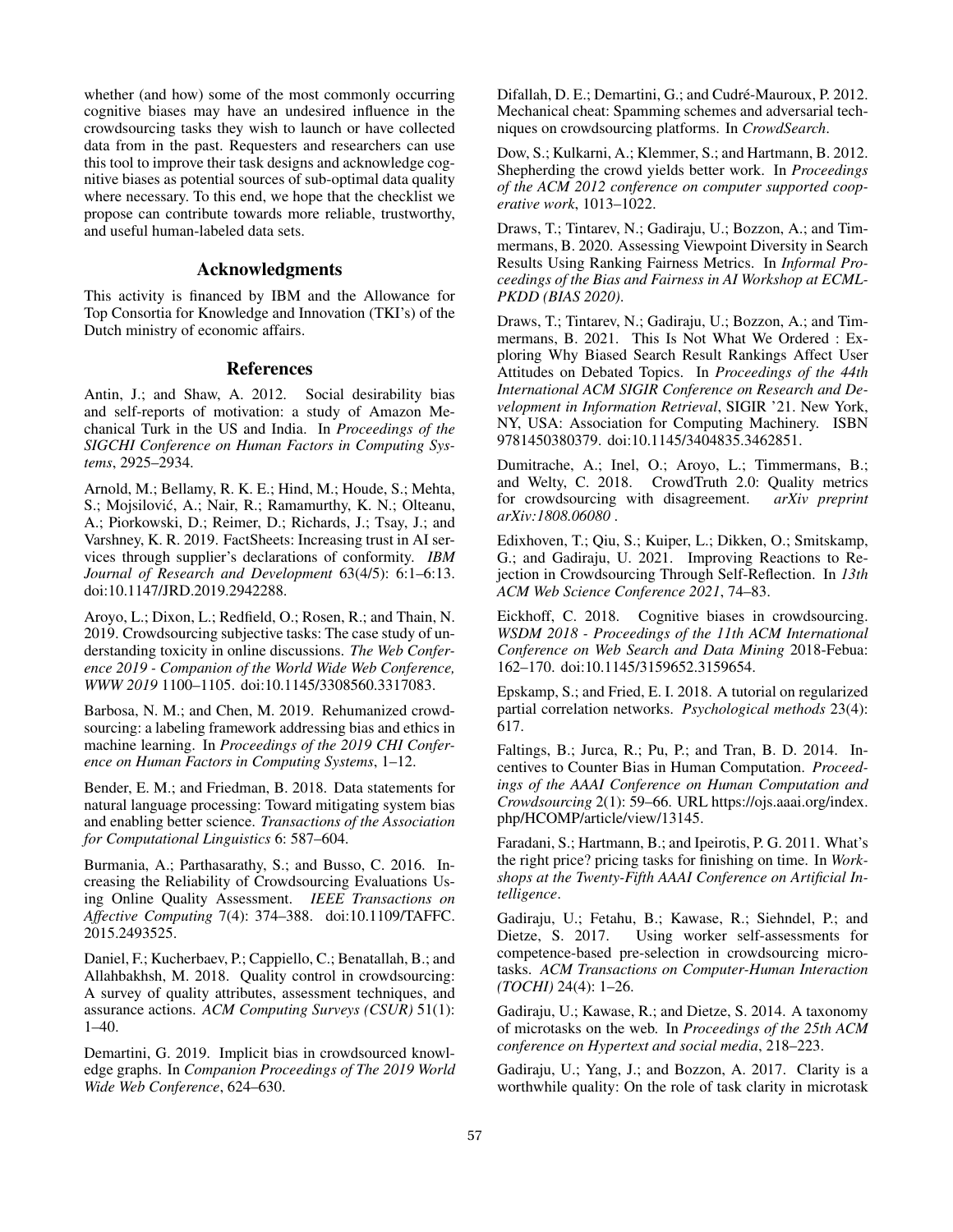whether (and how) some of the most commonly occurring cognitive biases may have an undesired influence in the crowdsourcing tasks they wish to launch or have collected data from in the past. Requesters and researchers can use this tool to improve their task designs and acknowledge cognitive biases as potential sources of sub-optimal data quality where necessary. To this end, we hope that the checklist we propose can contribute towards more reliable, trustworthy, and useful human-labeled data sets.

## Acknowledgments

This activity is financed by IBM and the Allowance for Top Consortia for Knowledge and Innovation (TKI's) of the Dutch ministry of economic affairs.

## References

Antin, J.; and Shaw, A. 2012. Social desirability bias and self-reports of motivation: a study of Amazon Mechanical Turk in the US and India. In *Proceedings of the SIGCHI Conference on Human Factors in Computing Systems*, 2925–2934.

Arnold, M.; Bellamy, R. K. E.; Hind, M.; Houde, S.; Mehta, S.; Mojsilović, A.; Nair, R.; Ramamurthy, K. N.; Olteanu, A.; Piorkowski, D.; Reimer, D.; Richards, J.; Tsay, J.; and Varshney, K. R. 2019. FactSheets: Increasing trust in AI services through supplier's declarations of conformity. *IBM Journal of Research and Development* 63(4/5): 6:1–6:13. doi:10.1147/JRD.2019.2942288.

Aroyo, L.; Dixon, L.; Redfield, O.; Rosen, R.; and Thain, N. 2019. Crowdsourcing subjective tasks: The case study of understanding toxicity in online discussions. *The Web Conference 2019 - Companion of the World Wide Web Conference, WWW 2019* 1100–1105. doi:10.1145/3308560.3317083.

Barbosa, N. M.; and Chen, M. 2019. Rehumanized crowdsourcing: a labeling framework addressing bias and ethics in machine learning. In *Proceedings of the 2019 CHI Conference on Human Factors in Computing Systems*, 1–12.

Bender, E. M.; and Friedman, B. 2018. Data statements for natural language processing: Toward mitigating system bias and enabling better science. *Transactions of the Association for Computational Linguistics* 6: 587–604.

Burmania, A.; Parthasarathy, S.; and Busso, C. 2016. Increasing the Reliability of Crowdsourcing Evaluations Using Online Quality Assessment. *IEEE Transactions on Affective Computing* 7(4): 374–388. doi:10.1109/TAFFC.2015.2493525.

Daniel, F.; Kucherbaev, P.; Cappiello, C.; Benatallah, B.; and Allahbakhsh, M. 2018. Quality control in crowdsourcing: A survey of quality attributes, assessment techniques, and assurance actions. *ACM Computing Surveys (CSUR)* 51(1): 1–40.

Demartini, G. 2019. Implicit bias in crowdsourced knowledge graphs. In *Companion Proceedings of The 2019 World Wide Web Conference*, 624–630.

Difallah, D. E.; Demartini, G.; and Cudré-Mauroux, P. 2012. Mechanical cheat: Spamming schemes and adversarial techniques on crowdsourcing platforms. In *CrowdSearch*.

Dow, S.; Kulkarni, A.; Klemmer, S.; and Hartmann, B. 2012. Shepherding the crowd yields better work. In *Proceedings of the ACM 2012 conference on computer supported cooperative work*, 1013–1022.

Draws, T.; Tintarev, N.; Gadiraju, U.; Bozzon, A.; and Timmermans, B. 2020. Assessing Viewpoint Diversity in Search Results Using Ranking Fairness Metrics. In *Informal Proceedings of the Bias and Fairness in AI Workshop at ECML-PKDD (BIAS 2020)*.

Draws, T.; Tintarev, N.; Gadiraju, U.; Bozzon, A.; and Timmermans, B. 2021. This Is Not What We Ordered : Exploring Why Biased Search Result Rankings Affect User Attitudes on Debated Topics. In *Proceedings of the 44th International ACM SIGIR Conference on Research and Development in Information Retrieval*, SIGIR '21. New York, NY, USA: Association for Computing Machinery. ISBN 9781450380379. doi:10.1145/3404835.3462851.

Dumitrache, A.; Inel, O.; Aroyo, L.; Timmermans, B.; and Welty, C. 2018. CrowdTruth 2.0: Quality metrics for crowdsourcing with disagreement. *arXiv preprint arXiv:1808.06080* .

Edixhoven, T.; Qiu, S.; Kuiper, L.; Dikken, O.; Smitskamp, G.; and Gadiraju, U. 2021. Improving Reactions to Rejection in Crowdsourcing Through Self-Reflection. In *13th ACM Web Science Conference 2021*, 74–83.

Eickhoff, C. 2018. Cognitive biases in crowdsourcing. *WSDM 2018 - Proceedings of the 11th ACM International Conference on Web Search and Data Mining* 2018-Febua: 162–170. doi:10.1145/3159652.3159654.

Epskamp, S.; and Fried, E. I. 2018. A tutorial on regularized partial correlation networks. *Psychological methods* 23(4): 617.

Faltings, B.; Jurca, R.; Pu, P.; and Tran, B. D. 2014. Incentives to Counter Bias in Human Computation. *Proceedings of the AAAI Conference on Human Computation and Crowdsourcing* 2(1): 59–66. URL https://ojs.aaai.org/index.php/HCOMP/article/view/13145.

Faradani, S.; Hartmann, B.; and Ipeirotis, P. G. 2011. What's the right price? pricing tasks for finishing on time. In *Workshops at the Twenty-Fifth AAAI Conference on Artificial Intelligence*.

Gadiraju, U.; Fetahu, B.; Kawase, R.; Siehndel, P.; and Dietze, S. 2017. Using worker self-assessments for competence-based pre-selection in crowdsourcing microtasks. *ACM Transactions on Computer-Human Interaction (TOCHI)* 24(4): 1–26.

Gadiraju, U.; Kawase, R.; and Dietze, S. 2014. A taxonomy of microtasks on the web. In *Proceedings of the 25th ACM conference on Hypertext and social media*, 218–223.

Gadiraju, U.; Yang, J.; and Bozzon, A. 2017. Clarity is a worthwhile quality: On the role of task clarity in microtask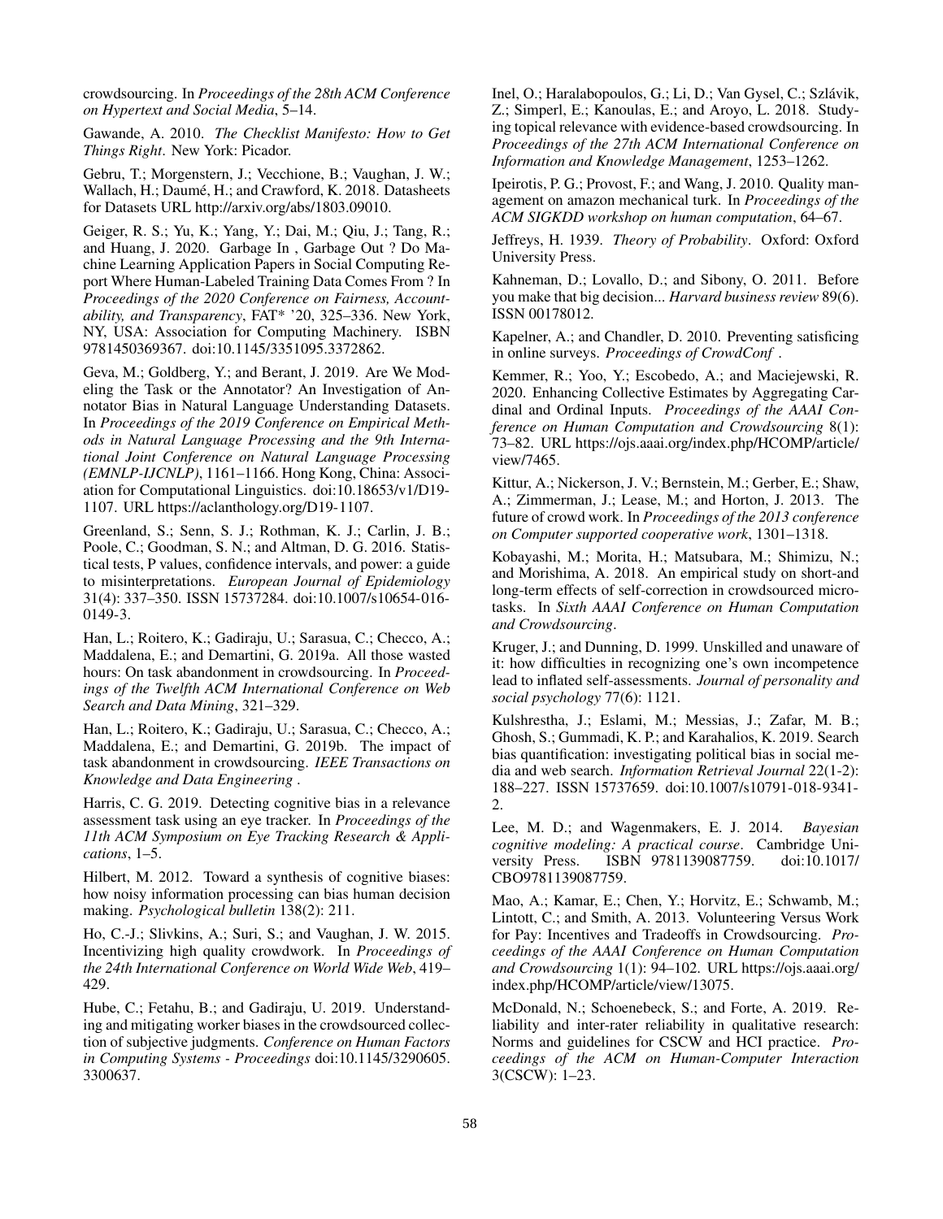crowdsourcing. In *Proceedings of the 28th ACM Conference on Hypertext and Social Media*, 5–14.

Gawande, A. 2010. *The Checklist Manifesto: How to Get Things Right*. New York: Picador.

Gebru, T.; Morgenstern, J.; Vecchione, B.; Vaughan, J. W.; Wallach, H.; Daumé, H.; and Crawford, K. 2018. Datasheets for Datasets URL http://arxiv.org/abs/1803.09010.

Geiger, R. S.; Yu, K.; Yang, Y.; Dai, M.; Qiu, J.; Tang, R.; and Huang, J. 2020. Garbage In , Garbage Out ? Do Machine Learning Application Papers in Social Computing Report Where Human-Labeled Training Data Comes From ? In *Proceedings of the 2020 Conference on Fairness, Accountability, and Transparency*, FAT* '20, 325–336. New York, NY, USA: Association for Computing Machinery. ISBN 9781450369367. doi:10.1145/3351095.3372862.

Geva, M.; Goldberg, Y.; and Berant, J. 2019. Are We Modeling the Task or the Annotator? An Investigation of Annotator Bias in Natural Language Understanding Datasets. In *Proceedings of the 2019 Conference on Empirical Methods in Natural Language Processing and the 9th International Joint Conference on Natural Language Processing (EMNLP-IJCNLP)*, 1161–1166. Hong Kong, China: Association for Computational Linguistics. doi:10.18653/v1/D19-1107. URL https://aclanthology.org/D19-1107.

Greenland, S.; Senn, S. J.; Rothman, K. J.; Carlin, J. B.; Poole, C.; Goodman, S. N.; and Altman, D. G. 2016. Statistical tests, P values, confidence intervals, and power: a guide to misinterpretations. *European Journal of Epidemiology* 31(4): 337–350. ISSN 15737284. doi:10.1007/s10654-016-0149-3.

Han, L.; Roitero, K.; Gadiraju, U.; Sarasua, C.; Checco, A.; Maddalena, E.; and Demartini, G. 2019a. All those wasted hours: On task abandonment in crowdsourcing. In *Proceedings of the Twelfth ACM International Conference on Web Search and Data Mining*, 321–329.

Han, L.; Roitero, K.; Gadiraju, U.; Sarasua, C.; Checco, A.; Maddalena, E.; and Demartini, G. 2019b. The impact of task abandonment in crowdsourcing. *IEEE Transactions on Knowledge and Data Engineering* .

Harris, C. G. 2019. Detecting cognitive bias in a relevance assessment task using an eye tracker. In *Proceedings of the 11th ACM Symposium on Eye Tracking Research & Applications*, 1–5.

Hilbert, M. 2012. Toward a synthesis of cognitive biases: how noisy information processing can bias human decision making. *Psychological bulletin* 138(2): 211.

Ho, C.-J.; Slivkins, A.; Suri, S.; and Vaughan, J. W. 2015. Incentivizing high quality crowdwork. In *Proceedings of the 24th International Conference on World Wide Web*, 419–429.

Hube, C.; Fetahu, B.; and Gadiraju, U. 2019. Understanding and mitigating worker biases in the crowdsourced collection of subjective judgments. *Conference on Human Factors in Computing Systems - Proceedings* doi:10.1145/3290605.3300637.

Inel, O.; Haralabopoulos, G.; Li, D.; Van Gysel, C.; Szlávik, Z.; Simperl, E.; Kanoulas, E.; and Aroyo, L. 2018. Studying topical relevance with evidence-based crowdsourcing. In *Proceedings of the 27th ACM International Conference on Information and Knowledge Management*, 1253–1262.

Ipeirotis, P. G.; Provost, F.; and Wang, J. 2010. Quality management on amazon mechanical turk. In *Proceedings of the ACM SIGKDD workshop on human computation*, 64–67.

Jeffreys, H. 1939. *Theory of Probability*. Oxford: Oxford University Press.

Kahneman, D.; Lovallo, D.; and Sibony, O. 2011. Before you make that big decision... *Harvard business review* 89(6). ISSN 00178012.

Kapelner, A.; and Chandler, D. 2010. Preventing satisficing in online surveys. *Proceedings of CrowdConf* .

Kemmer, R.; Yoo, Y.; Escobedo, A.; and Maciejewski, R. 2020. Enhancing Collective Estimates by Aggregating Cardinal and Ordinal Inputs. *Proceedings of the AAAI Conference on Human Computation and Crowdsourcing* 8(1): 73–82. URL https://ojs.aaai.org/index.php/HCOMP/article/view/7465.

Kittur, A.; Nickerson, J. V.; Bernstein, M.; Gerber, E.; Shaw, A.; Zimmerman, J.; Lease, M.; and Horton, J. 2013. The future of crowd work. In *Proceedings of the 2013 conference on Computer supported cooperative work*, 1301–1318.

Kobayashi, M.; Morita, H.; Matsubara, M.; Shimizu, N.; and Morishima, A. 2018. An empirical study on short-and long-term effects of self-correction in crowdsourced microtasks. In *Sixth AAAI Conference on Human Computation and Crowdsourcing*.

Kruger, J.; and Dunning, D. 1999. Unskilled and unaware of it: how difficulties in recognizing one's own incompetence lead to inflated self-assessments. *Journal of personality and social psychology* 77(6): 1121.

Kulshrestha, J.; Eslami, M.; Messias, J.; Zafar, M. B.; Ghosh, S.; Gummadi, K. P.; and Karahalios, K. 2019. Search bias quantification: investigating political bias in social media and web search. *Information Retrieval Journal* 22(1-2): 188–227. ISSN 15737659. doi:10.1007/s10791-018-9341-2.

Lee, M. D.; and Wagenmakers, E. J. 2014. *Bayesian cognitive modeling: A practical course*. Cambridge University Press. ISBN 9781139087759. doi:10.1017/CBO9781139087759.

Mao, A.; Kamar, E.; Chen, Y.; Horvitz, E.; Schwamb, M.; Lintott, C.; and Smith, A. 2013. Volunteering Versus Work for Pay: Incentives and Tradeoffs in Crowdsourcing. *Proceedings of the AAAI Conference on Human Computation and Crowdsourcing* 1(1): 94–102. URL https://ojs.aaai.org/index.php/HCOMP/article/view/13075.

McDonald, N.; Schoenebeck, S.; and Forte, A. 2019. Reliability and inter-rater reliability in qualitative research: Norms and guidelines for CSCW and HCI practice. *Proceedings of the ACM on Human-Computer Interaction* 3(CSCW): 1–23.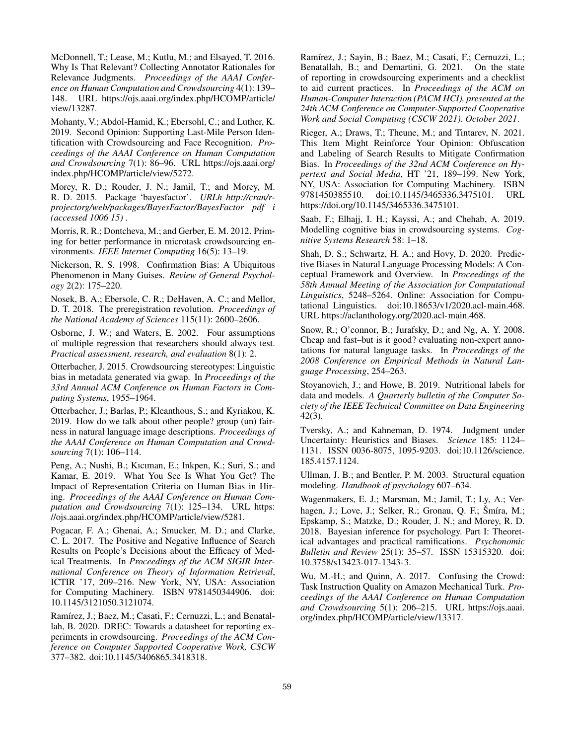McDonnell, T.; Lease, M.; Kutlu, M.; and Elsayed, T. 2016. Why Is That Relevant? Collecting Annotator Rationales for Relevance Judgments. *Proceedings of the AAAI Conference on Human Computation and Crowdsourcing* 4(1): 139–148. URL https://ojs.aaai.org/index.php/HCOMP/article/view/13287.

Mohanty, V.; Abdol-Hamid, K.; Ebersohl, C.; and Luther, K. 2019. Second Opinion: Supporting Last-Mile Person Identification with Crowdsourcing and Face Recognition. *Proceedings of the AAAI Conference on Human Computation and Crowdsourcing* 7(1): 86–96. URL https://ojs.aaai.org/index.php/HCOMP/article/view/5272.

Morey, R. D.; Rouder, J. N.; Jamil, T.; and Morey, M. R. D. 2015. Package 'bayesfactor'. *URLh http://cran/r-projectorg/web/packages/BayesFactor/BayesFactor pdf i (accessed 1006 15)* .

Morris, R. R.; Dontcheva, M.; and Gerber, E. M. 2012. Priming for better performance in microtask crowdsourcing environments. *IEEE Internet Computing* 16(5): 13–19.

Nickerson, R. S. 1998. Confirmation Bias: A Ubiquitous Phenomenon in Many Guises. *Review of General Psychology* 2(2): 175–220.

Nosek, B. A.; Ebersole, C. R.; DeHaven, A. C.; and Mellor, D. T. 2018. The preregistration revolution. *Proceedings of the National Academy of Sciences* 115(11): 2600–2606.

Osborne, J. W.; and Waters, E. 2002. Four assumptions of multiple regression that researchers should always test. *Practical assessment, research, and evaluation* 8(1): 2.

Otterbacher, J. 2015. Crowdsourcing stereotypes: Linguistic bias in metadata generated via gwap. In *Proceedings of the 33rd Annual ACM Conference on Human Factors in Computing Systems*, 1955–1964.

Otterbacher, J.; Barlas, P.; Kleanthous, S.; and Kyriakou, K. 2019. How do we talk about other people? group (un) fairness in natural language image descriptions. *Proceedings of the AAAI Conference on Human Computation and Crowdsourcing* 7(1): 106–114.

Peng, A.; Nushi, B.; Kıcıman, E.; Inkpen, K.; Suri, S.; and Kamar, E. 2019. What You See Is What You Get? The Impact of Representation Criteria on Human Bias in Hiring. *Proceedings of the AAAI Conference on Human Computation and Crowdsourcing* 7(1): 125–134. URL https://ojs.aaai.org/index.php/HCOMP/article/view/5281.

Pogacar, F. A.; Ghenai, A.; Smucker, M. D.; and Clarke, C. L. 2017. The Positive and Negative Influence of Search Results on People's Decisions about the Efficacy of Medical Treatments. In *Proceedings of the ACM SIGIR International Conference on Theory of Information Retrieval*, ICTIR '17, 209–216. New York, NY, USA: Association for Computing Machinery. ISBN 9781450344906. doi:10.1145/3121050.3121074.

Ramírez, J.; Baez, M.; Casati, F.; Cernuzzi, L.; and Benatallah, B. 2020. DREC: Towards a datasheet for reporting experiments in crowdsourcing. *Proceedings of the ACM Conference on Computer Supported Cooperative Work, CSCW* 377–382. doi:10.1145/3406865.3418318.

Ramírez, J.; Sayin, B.; Baez, M.; Casati, F.; Cernuzzi, L.; Benatallah, B.; and Demartini, G. 2021. On the state of reporting in crowdsourcing experiments and a checklist to aid current practices. In *Proceedings of the ACM on Human-Computer Interaction (PACM HCI), presented at the 24th ACM Conference on Computer-Supported Cooperative Work and Social Computing (CSCW 2021). October 2021*.

Rieger, A.; Draws, T.; Theune, M.; and Tintarev, N. 2021. This Item Might Reinforce Your Opinion: Obfuscation and Labeling of Search Results to Mitigate Confirmation Bias. In *Proceedings of the 32nd ACM Conference on Hypertext and Social Media*, HT '21, 189–199. New York, NY, USA: Association for Computing Machinery. ISBN 9781450385510. doi:10.1145/3465336.3475101. URL https://doi.org/10.1145/3465336.3475101.

Saab, F.; Elhajj, I. H.; Kayssi, A.; and Chehab, A. 2019. Modelling cognitive bias in crowdsourcing systems. *Cognitive Systems Research* 58: 1–18.

Shah, D. S.; Schwartz, H. A.; and Hovy, D. 2020. Predictive Biases in Natural Language Processing Models: A Conceptual Framework and Overview. In *Proceedings of the 58th Annual Meeting of the Association for Computational Linguistics*, 5248–5264. Online: Association for Computational Linguistics. doi:10.18653/v1/2020.acl-main.468. URL https://aclanthology.org/2020.acl-main.468.

Snow, R.; O'connor, B.; Jurafsky, D.; and Ng, A. Y. 2008. Cheap and fast–but is it good? evaluating non-expert annotations for natural language tasks. In *Proceedings of the 2008 Conference on Empirical Methods in Natural Language Processing*, 254–263.

Stoyanovich, J.; and Howe, B. 2019. Nutritional labels for data and models. *A Quarterly bulletin of the Computer Society of the IEEE Technical Committee on Data Engineering* 42(3).

Tversky, A.; and Kahneman, D. 1974. Judgment under Uncertainty: Heuristics and Biases. *Science* 185: 1124–1131. ISSN 0036-8075, 1095-9203. doi:10.1126/science.185.4157.1124.

Ullman, J. B.; and Bentler, P. M. 2003. Structural equation modeling. *Handbook of psychology* 607–634.

Wagenmakers, E. J.; Marsman, M.; Jamil, T.; Ly, A.; Verhagen, J.; Love, J.; Selker, R.; Gronau, Q. F.; Šmíra, M.; Epskamp, S.; Matzke, D.; Rouder, J. N.; and Morey, R. D. 2018. Bayesian inference for psychology. Part I: Theoretical advantages and practical ramifications. *Psychonomic Bulletin and Review* 25(1): 35–57. ISSN 15315320. doi:10.3758/s13423-017-1343-3.

Wu, M.-H.; and Quinn, A. 2017. Confusing the Crowd: Task Instruction Quality on Amazon Mechanical Turk. *Proceedings of the AAAI Conference on Human Computation and Crowdsourcing* 5(1): 206–215. URL https://ojs.aaai.org/index.php/HCOMP/article/view/13317.